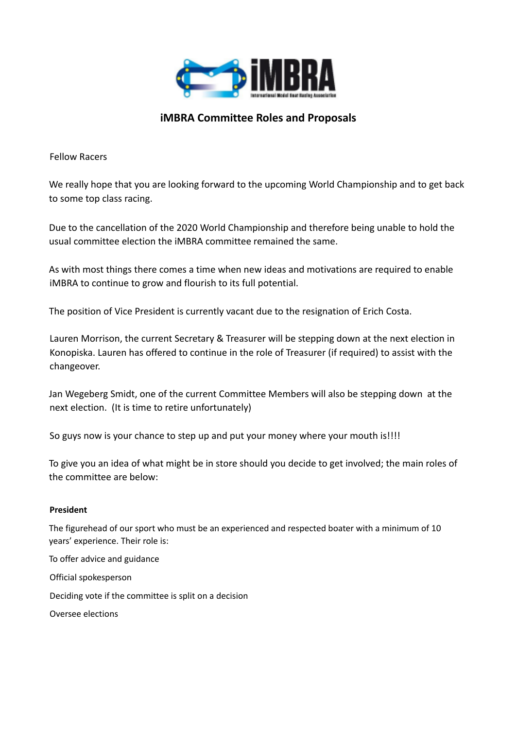# iMBRA Committee Roles and Proposals

Fellow Racers

We really hope that you are looking forward to the upcoming World Championship and to get back to some top class racing.

Due to the cancellation of the 2020 World Championship and therefore being unable to hold the usual committee election the iMBRA committee remained the same.

As with most things there comes a time when new ideas and motivations are required to enable iMBRA to continue to grow and flourish to its full potential.

The position of Vice President is currently vacant due to the resignation of Erich Costa.

Lauren Morrison, the current Secretary & Treasurer will be stepping down at the next election in Konopiska. Lauren has offered to continue in the role of Treasurer (if required) to assist with the changeover.

Jan Wegeberg Smidt, one of the current Committee Members will also be stepping down at the next election. (It is time to retire unfortunately)

So guys now is your chance to step up and put your money where your mouth is!!!!

To give you an idea of what might be in store should you decide to get involved; the main roles of the committee are below:

**President**

The figurehead of our sport who must be an experienced and respected boater with a minimum of 10 years' experience. Their role is:

To offer advice and guidance

Official spokesperson

Deciding vote if the committee is split on a decision

Oversee elections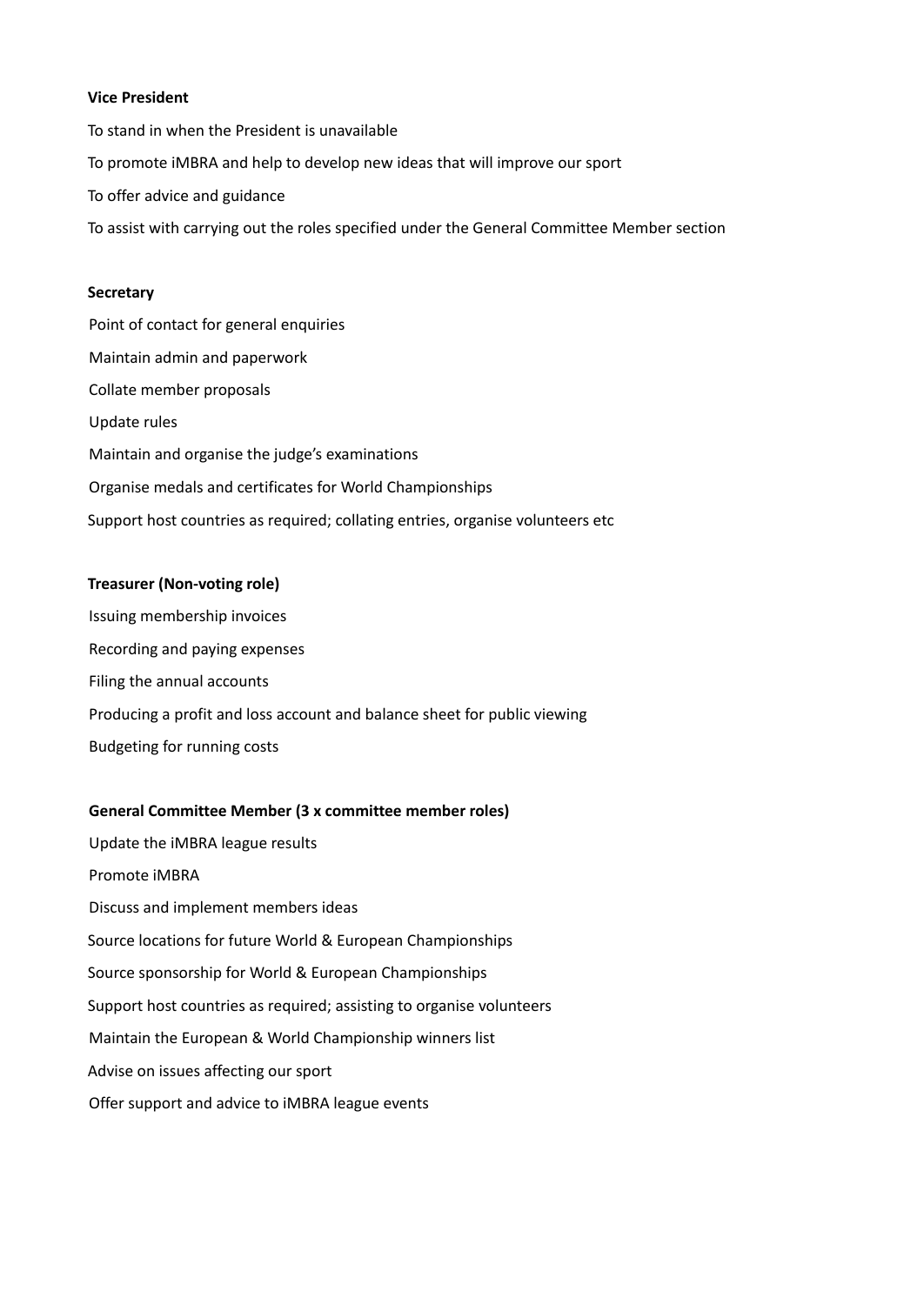**Vice President**

To stand in when the President is unavailable

To promote iMBRA and help to develop new ideas that will improve our sport

To offer advice and guidance

To assist with carrying out the roles specified under the General Committee Member section

**Secretary**

Point of contact for general enquiries

Maintain admin and paperwork

Collate member proposals

Update rules

Maintain and organise the judge's examinations

Organise medals and certificates for World Championships

Support host countries as required; collating entries, organise volunteers etc

**Treasurer (Non-voting role)**

Issuing membership invoices

Recording and paying expenses

Filing the annual accounts

Producing a profit and loss account and balance sheet for public viewing

Budgeting for running costs

**General Committee Member (3 x committee member roles)**

Update the iMBRA league results

Promote iMBRA

Discuss and implement members ideas

Source locations for future World & European Championships

Source sponsorship for World & European Championships

Support host countries as required; assisting to organise volunteers

Maintain the European & World Championship winners list

Advise on issues affecting our sport

Offer support and advice to iMBRA league events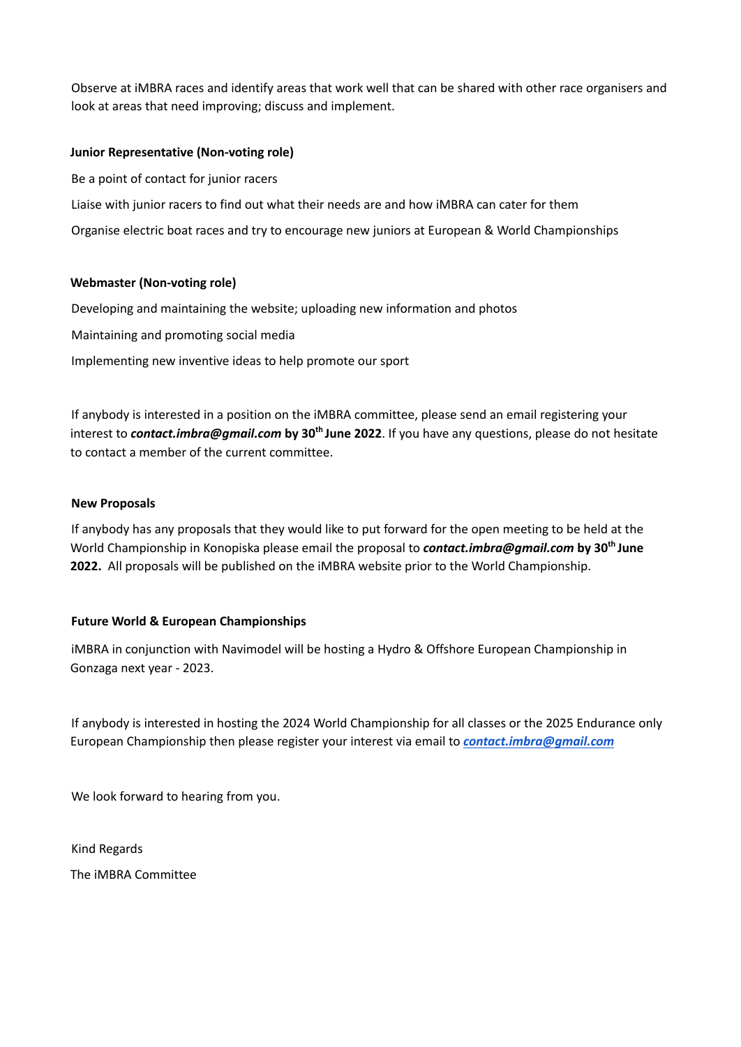Observe at iMBRA races and identify areas that work well that can be shared with other race organisers and look at areas that need improving; discuss and implement.

**Junior Representative (Non-voting role)**

Be a point of contact for junior racers

Liaise with junior racers to find out what their needs are and how iMBRA can cater for them

Organise electric boat races and try to encourage new juniors at European & World Championships

**Webmaster (Non-voting role)**

Developing and maintaining the website; uploading new information and photos

Maintaining and promoting social media

Implementing new inventive ideas to help promote our sport

If anybody is interested in a position on the iMBRA committee, please send an email registering your interest to ***contact.imbra@gmail.com*** **by 30th June 2022**. If you have any questions, please do not hesitate to contact a member of the current committee.

**New Proposals**

If anybody has any proposals that they would like to put forward for the open meeting to be held at the World Championship in Konopiska please email the proposal to ***contact.imbra@gmail.com*** **by 30th June 2022.** All proposals will be published on the iMBRA website prior to the World Championship.

**Future World & European Championships**

iMBRA in conjunction with Navimodel will be hosting a Hydro & Offshore European Championship in Gonzaga next year - 2023.

If anybody is interested in hosting the 2024 World Championship for all classes or the 2025 Endurance only European Championship then please register your interest via email to ***contact.imbra@gmail.com***

We look forward to hearing from you.

Kind Regards

The iMBRA Committee